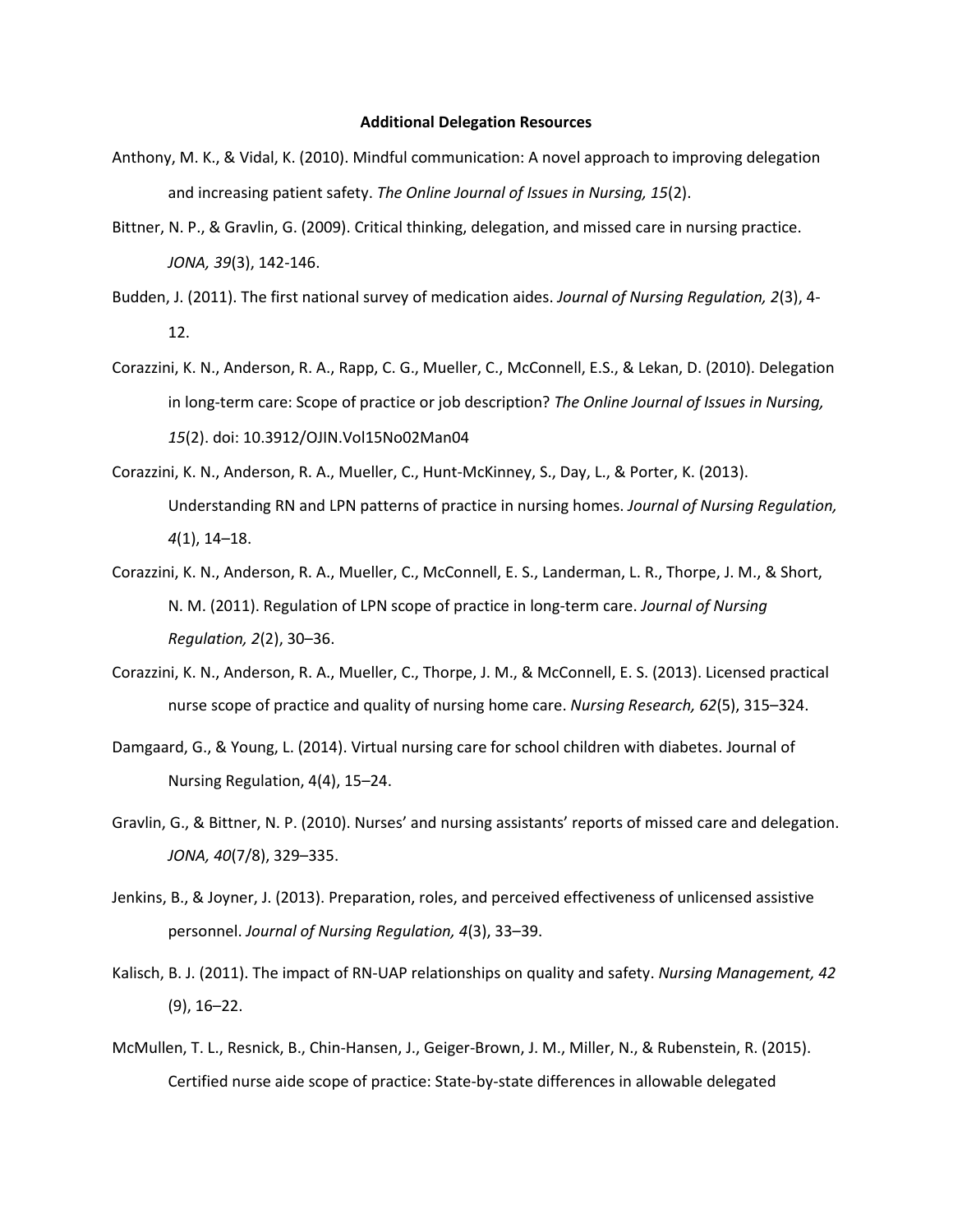**Additional Delegation Resources**

Anthony, M. K., & Vidal, K. (2010). Mindful communication: A novel approach to improving delegation and increasing patient safety. *The Online Journal of Issues in Nursing, 15*(2).

Bittner, N. P., & Gravlin, G. (2009). Critical thinking, delegation, and missed care in nursing practice. *JONA, 39*(3), 142-146.

Budden, J. (2011). The first national survey of medication aides. *Journal of Nursing Regulation, 2*(3), 4-12.

Corazzini, K. N., Anderson, R. A., Rapp, C. G., Mueller, C., McConnell, E.S., & Lekan, D. (2010). Delegation in long-term care: Scope of practice or job description? *The Online Journal of Issues in Nursing, 15*(2). doi: 10.3912/OJIN.Vol15No02Man04

Corazzini, K. N., Anderson, R. A., Mueller, C., Hunt-McKinney, S., Day, L., & Porter, K. (2013). Understanding RN and LPN patterns of practice in nursing homes. *Journal of Nursing Regulation, 4*(1), 14–18.

Corazzini, K. N., Anderson, R. A., Mueller, C., McConnell, E. S., Landerman, L. R., Thorpe, J. M., & Short, N. M. (2011). Regulation of LPN scope of practice in long-term care. *Journal of Nursing Regulation, 2*(2), 30–36.

Corazzini, K. N., Anderson, R. A., Mueller, C., Thorpe, J. M., & McConnell, E. S. (2013). Licensed practical nurse scope of practice and quality of nursing home care. *Nursing Research, 62*(5), 315–324.

Damgaard, G., & Young, L. (2014). Virtual nursing care for school children with diabetes. Journal of Nursing Regulation, 4(4), 15–24.

Gravlin, G., & Bittner, N. P. (2010). Nurses' and nursing assistants' reports of missed care and delegation. *JONA, 40*(7/8), 329–335.

Jenkins, B., & Joyner, J. (2013). Preparation, roles, and perceived effectiveness of unlicensed assistive personnel. *Journal of Nursing Regulation, 4*(3), 33–39.

Kalisch, B. J. (2011). The impact of RN-UAP relationships on quality and safety. *Nursing Management, 42* (9), 16–22.

McMullen, T. L., Resnick, B., Chin-Hansen, J., Geiger-Brown, J. M., Miller, N., & Rubenstein, R. (2015). Certified nurse aide scope of practice: State-by-state differences in allowable delegated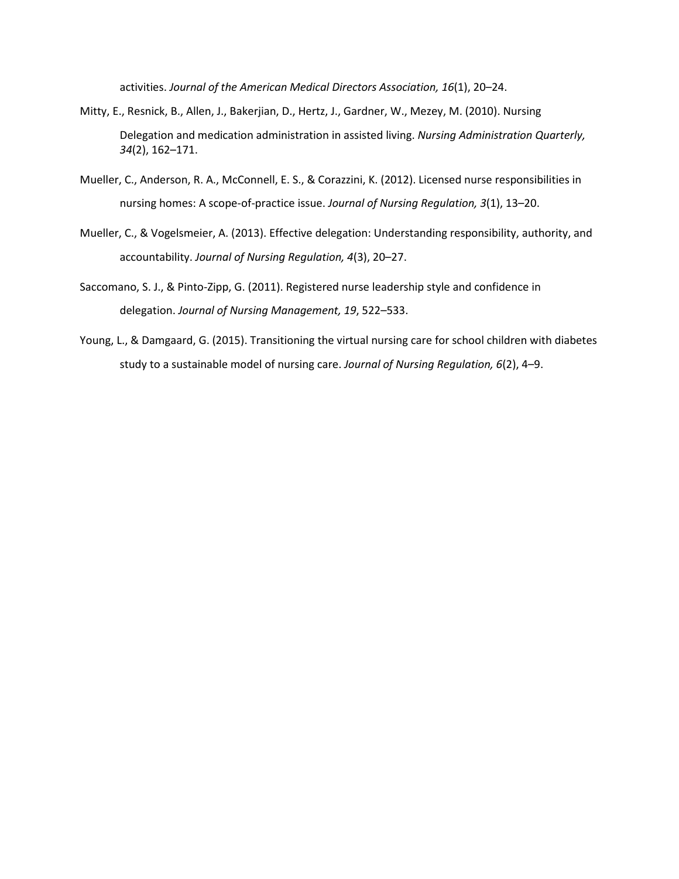activities. *Journal of the American Medical Directors Association, 16*(1), 20–24.

Mitty, E., Resnick, B., Allen, J., Bakerjian, D., Hertz, J., Gardner, W., Mezey, M. (2010). Nursing Delegation and medication administration in assisted living. *Nursing Administration Quarterly, 34*(2), 162–171.

Mueller, C., Anderson, R. A., McConnell, E. S., & Corazzini, K. (2012). Licensed nurse responsibilities in nursing homes: A scope-of-practice issue. *Journal of Nursing Regulation, 3*(1), 13–20.

Mueller, C., & Vogelsmeier, A. (2013). Effective delegation: Understanding responsibility, authority, and accountability. *Journal of Nursing Regulation, 4*(3), 20–27.

Saccomano, S. J., & Pinto-Zipp, G. (2011). Registered nurse leadership style and confidence in delegation. *Journal of Nursing Management, 19*, 522–533.

Young, L., & Damgaard, G. (2015). Transitioning the virtual nursing care for school children with diabetes study to a sustainable model of nursing care. *Journal of Nursing Regulation, 6*(2), 4–9.